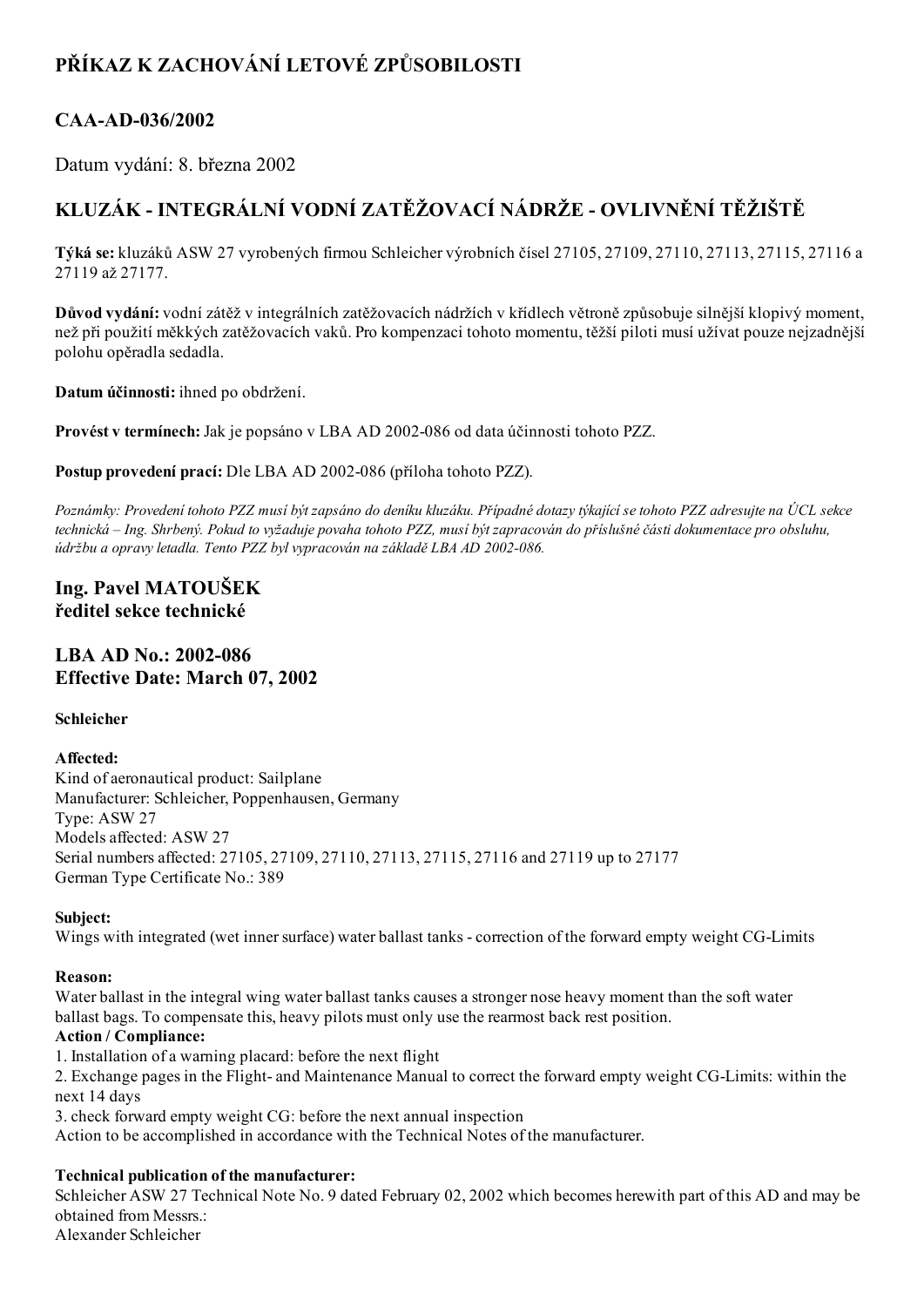# PŘÍKAZ K ZACHOVÁNÍ LETOVÉ ZPŮSOBILOSTI

## CAA-AD-036/2002

Datum vydání: 8. března 2002

## KLUZÁK - INTEGRÁLNÍ VODNÍ ZATĚŽOVACÍ NÁDRŽE - OVLIVNĚNÍ TĚŽIŠTĚ

**Týká se:** kluzáků ASW 27 vyrobených firmou Schleicher výrobních čísel 27105, 27109, 27110, 27113, 27115, 27116 a 27119 až 27177.

**Důvod vydání:** vodní zátěž v integrálních zatěžovacích nádržích v křídlech větroně způsobuje silnější klopivý moment, než při použití měkkých zatěžovacích vaků. Pro kompenzaci tohoto momentu, těžší piloti musí užívat pouze nejzadnější polohu opěradla sedadla.

**Datum účinnosti:** ihned po obdržení.

**Provést v termínech:** Jak je popsáno v LBA AD 2002-086 od data účinnosti tohoto PZZ.

**Postup provedení prací:** Dle LBA AD 2002-086 (příloha tohoto PZZ).

*Poznámky: Provedení tohoto PZZ musí být zapsáno do deníku kluzáku. Případné dotazy týkající se tohoto PZZ adresujte na ÚCL sekce technická – Ing. Shrbený. Pokud to vyžaduje povaha tohoto PZZ, musí být zapracován do příslušné části dokumentace pro obsluhu, údržbu a opravy letadla. Tento PZZ byl vypracován na základě LBA AD 2002-086.*

## Ing. Pavel MATOUŠEK
## ředitel sekce technické

## LBA AD No.: 2002-086
## Effective Date: March 07, 2002

**Schleicher**

**Affected:**
Kind of aeronautical product: Sailplane
Manufacturer: Schleicher, Poppenhausen, Germany
Type: ASW 27
Models affected: ASW 27
Serial numbers affected: 27105, 27109, 27110, 27113, 27115, 27116 and 27119 up to 27177
German Type Certificate No.: 389

**Subject:**
Wings with integrated (wet inner surface) water ballast tanks - correction of the forward empty weight CG-Limits

**Reason:**
Water ballast in the integral wing water ballast tanks causes a stronger nose heavy moment than the soft water ballast bags. To compensate this, heavy pilots must only use the rearmost back rest position.

**Action / Compliance:**
1. Installation of a warning placard: before the next flight
2. Exchange pages in the Flight- and Maintenance Manual to correct the forward empty weight CG-Limits: within the next 14 days
3. check forward empty weight CG: before the next annual inspection
Action to be accomplished in accordance with the Technical Notes of the manufacturer.

**Technical publication of the manufacturer:**
Schleicher ASW 27 Technical Note No. 9 dated February 02, 2002 which becomes herewith part of this AD and may be obtained from Messrs.:
Alexander Schleicher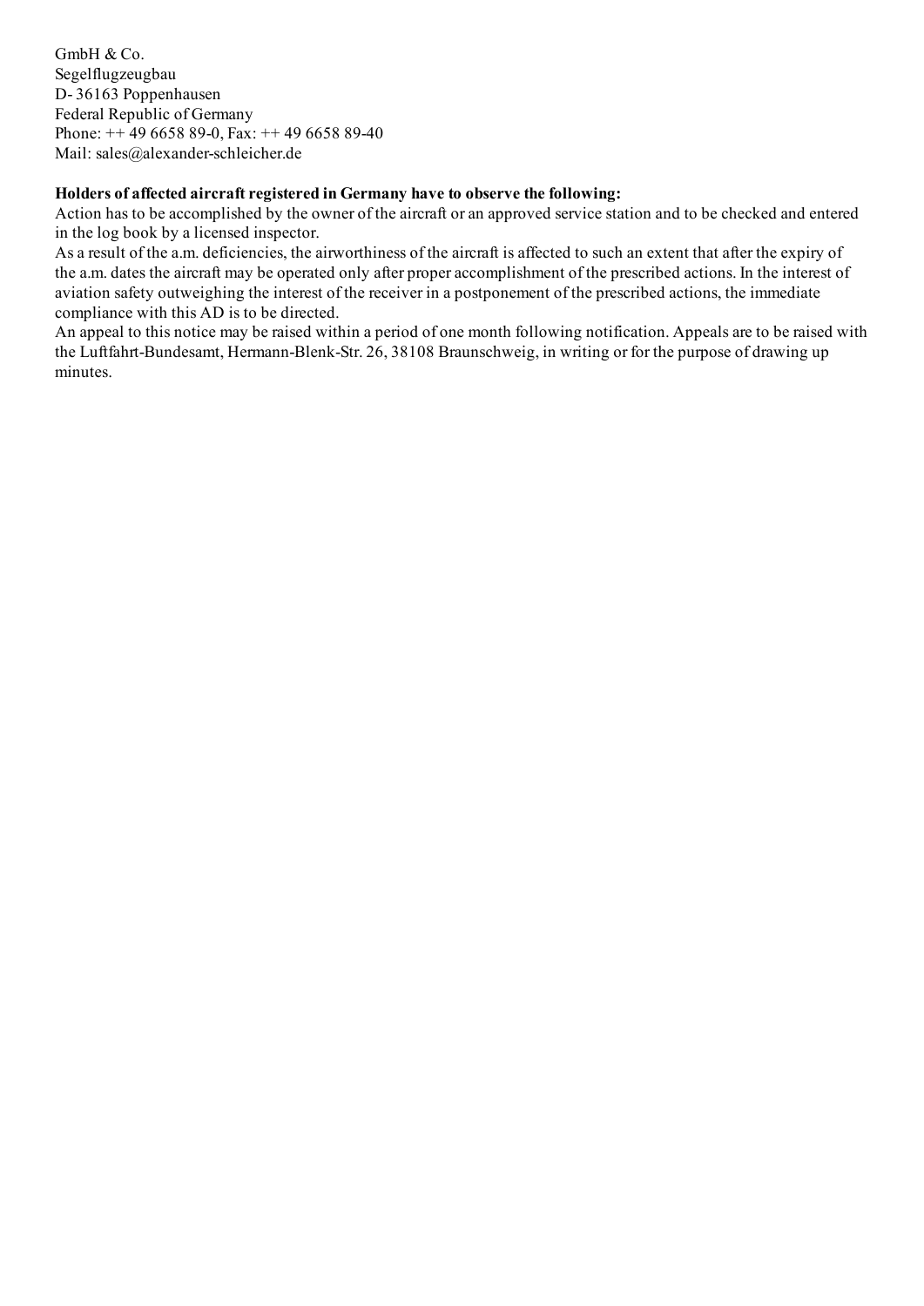GmbH & Co.
Segelflugzeugbau
D- 36163 Poppenhausen
Federal Republic of Germany
Phone: ++ 49 6658 89-0, Fax: ++ 49 6658 89-40
Mail: sales@alexander-schleicher.de

**Holders of affected aircraft registered in Germany have to observe the following:**

Action has to be accomplished by the owner of the aircraft or an approved service station and to be checked and entered in the log book by a licensed inspector.

As a result of the a.m. deficiencies, the airworthiness of the aircraft is affected to such an extent that after the expiry of the a.m. dates the aircraft may be operated only after proper accomplishment of the prescribed actions. In the interest of aviation safety outweighing the interest of the receiver in a postponement of the prescribed actions, the immediate compliance with this AD is to be directed.

An appeal to this notice may be raised within a period of one month following notification. Appeals are to be raised with the Luftfahrt-Bundesamt, Hermann-Blenk-Str. 26, 38108 Braunschweig, in writing or for the purpose of drawing up minutes.